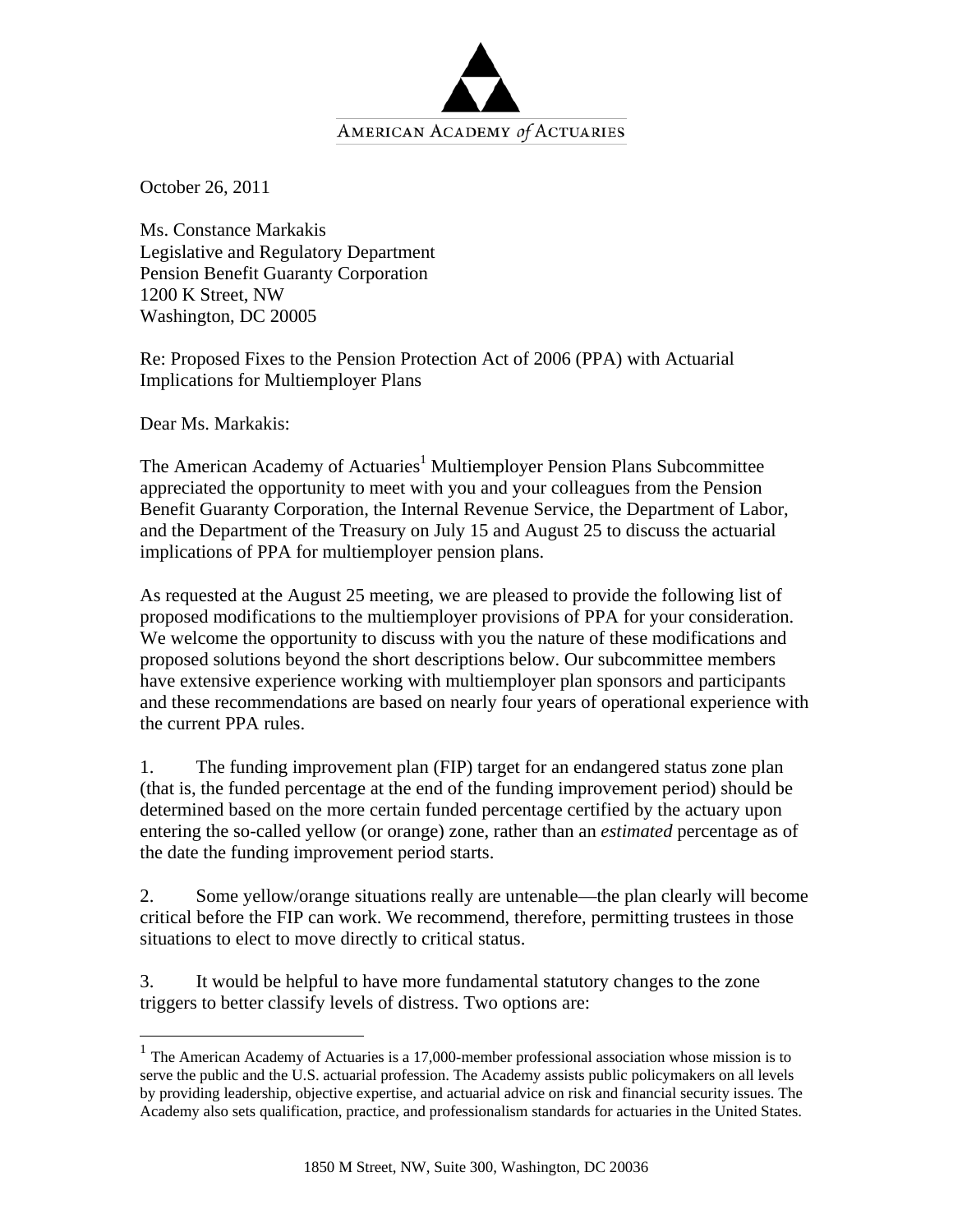AMERICAN ACADEMY *of* ACTUARIES

October 26, 2011

Ms. Constance Markakis
Legislative and Regulatory Department
Pension Benefit Guaranty Corporation
1200 K Street, NW
Washington, DC 20005

Re: Proposed Fixes to the Pension Protection Act of 2006 (PPA) with Actuarial Implications for Multiemployer Plans

Dear Ms. Markakis:

The American Academy of Actuaries[1] Multiemployer Pension Plans Subcommittee appreciated the opportunity to meet with you and your colleagues from the Pension Benefit Guaranty Corporation, the Internal Revenue Service, the Department of Labor, and the Department of the Treasury on July 15 and August 25 to discuss the actuarial implications of PPA for multiemployer pension plans.

As requested at the August 25 meeting, we are pleased to provide the following list of proposed modifications to the multiemployer provisions of PPA for your consideration. We welcome the opportunity to discuss with you the nature of these modifications and proposed solutions beyond the short descriptions below. Our subcommittee members have extensive experience working with multiemployer plan sponsors and participants and these recommendations are based on nearly four years of operational experience with the current PPA rules.

1. The funding improvement plan (FIP) target for an endangered status zone plan (that is, the funded percentage at the end of the funding improvement period) should be determined based on the more certain funded percentage certified by the actuary upon entering the so-called yellow (or orange) zone, rather than an *estimated* percentage as of the date the funding improvement period starts.

2. Some yellow/orange situations really are untenable—the plan clearly will become critical before the FIP can work. We recommend, therefore, permitting trustees in those situations to elect to move directly to critical status.

3. It would be helpful to have more fundamental statutory changes to the zone triggers to better classify levels of distress. Two options are:

[1] The American Academy of Actuaries is a 17,000-member professional association whose mission is to serve the public and the U.S. actuarial profession. The Academy assists public policymakers on all levels by providing leadership, objective expertise, and actuarial advice on risk and financial security issues. The Academy also sets qualification, practice, and professionalism standards for actuaries in the United States.

1850 M Street, NW, Suite 300, Washington, DC 20036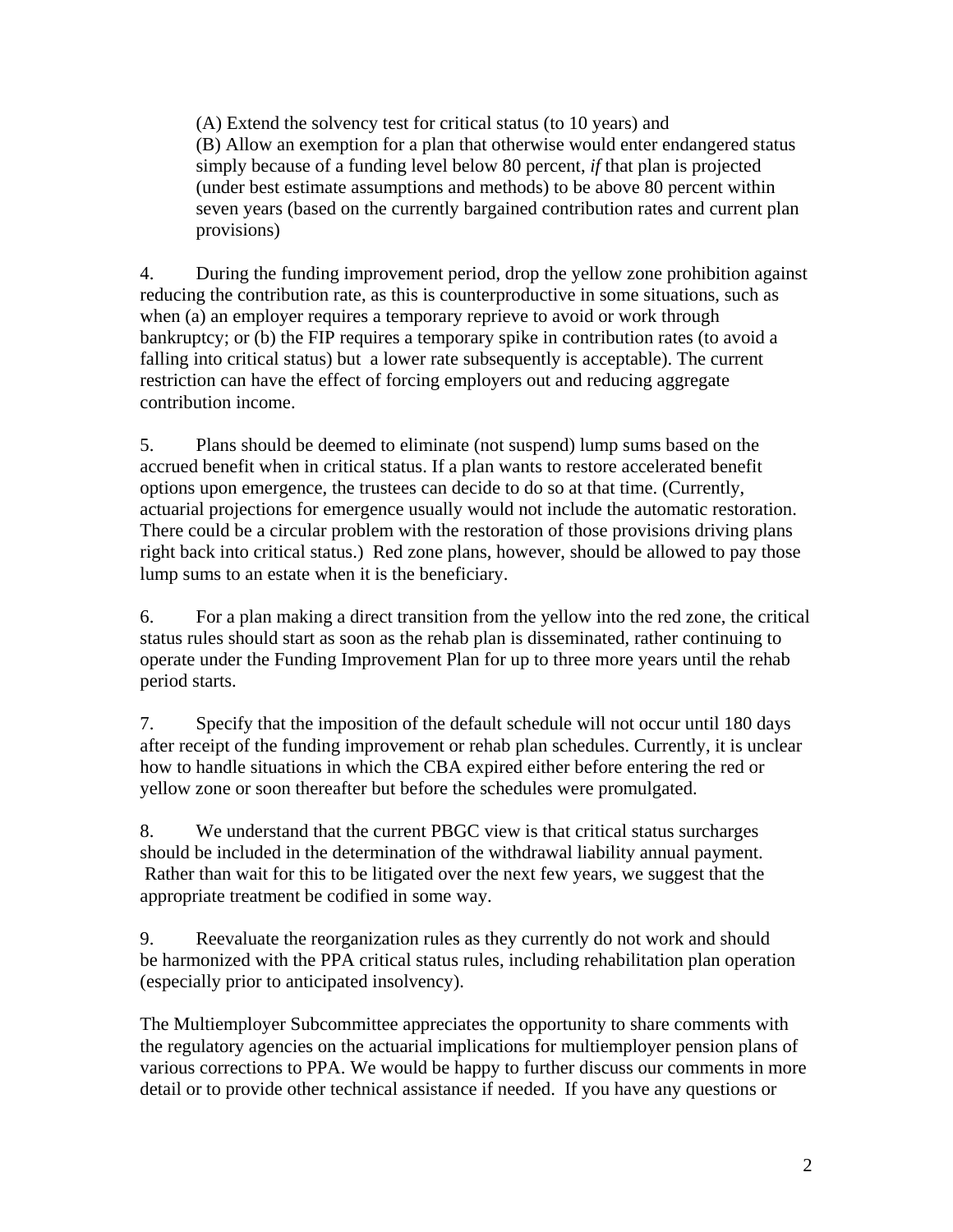(A) Extend the solvency test for critical status (to 10 years) and
(B) Allow an exemption for a plan that otherwise would enter endangered status simply because of a funding level below 80 percent, *if* that plan is projected (under best estimate assumptions and methods) to be above 80 percent within seven years (based on the currently bargained contribution rates and current plan provisions)

4. During the funding improvement period, drop the yellow zone prohibition against reducing the contribution rate, as this is counterproductive in some situations, such as when (a) an employer requires a temporary reprieve to avoid or work through bankruptcy; or (b) the FIP requires a temporary spike in contribution rates (to avoid a falling into critical status) but a lower rate subsequently is acceptable). The current restriction can have the effect of forcing employers out and reducing aggregate contribution income.

5. Plans should be deemed to eliminate (not suspend) lump sums based on the accrued benefit when in critical status. If a plan wants to restore accelerated benefit options upon emergence, the trustees can decide to do so at that time. (Currently, actuarial projections for emergence usually would not include the automatic restoration. There could be a circular problem with the restoration of those provisions driving plans right back into critical status.) Red zone plans, however, should be allowed to pay those lump sums to an estate when it is the beneficiary.

6. For a plan making a direct transition from the yellow into the red zone, the critical status rules should start as soon as the rehab plan is disseminated, rather continuing to operate under the Funding Improvement Plan for up to three more years until the rehab period starts.

7. Specify that the imposition of the default schedule will not occur until 180 days after receipt of the funding improvement or rehab plan schedules. Currently, it is unclear how to handle situations in which the CBA expired either before entering the red or yellow zone or soon thereafter but before the schedules were promulgated.

8. We understand that the current PBGC view is that critical status surcharges should be included in the determination of the withdrawal liability annual payment. Rather than wait for this to be litigated over the next few years, we suggest that the appropriate treatment be codified in some way.

9. Reevaluate the reorganization rules as they currently do not work and should be harmonized with the PPA critical status rules, including rehabilitation plan operation (especially prior to anticipated insolvency).

The Multiemployer Subcommittee appreciates the opportunity to share comments with the regulatory agencies on the actuarial implications for multiemployer pension plans of various corrections to PPA. We would be happy to further discuss our comments in more detail or to provide other technical assistance if needed. If you have any questions or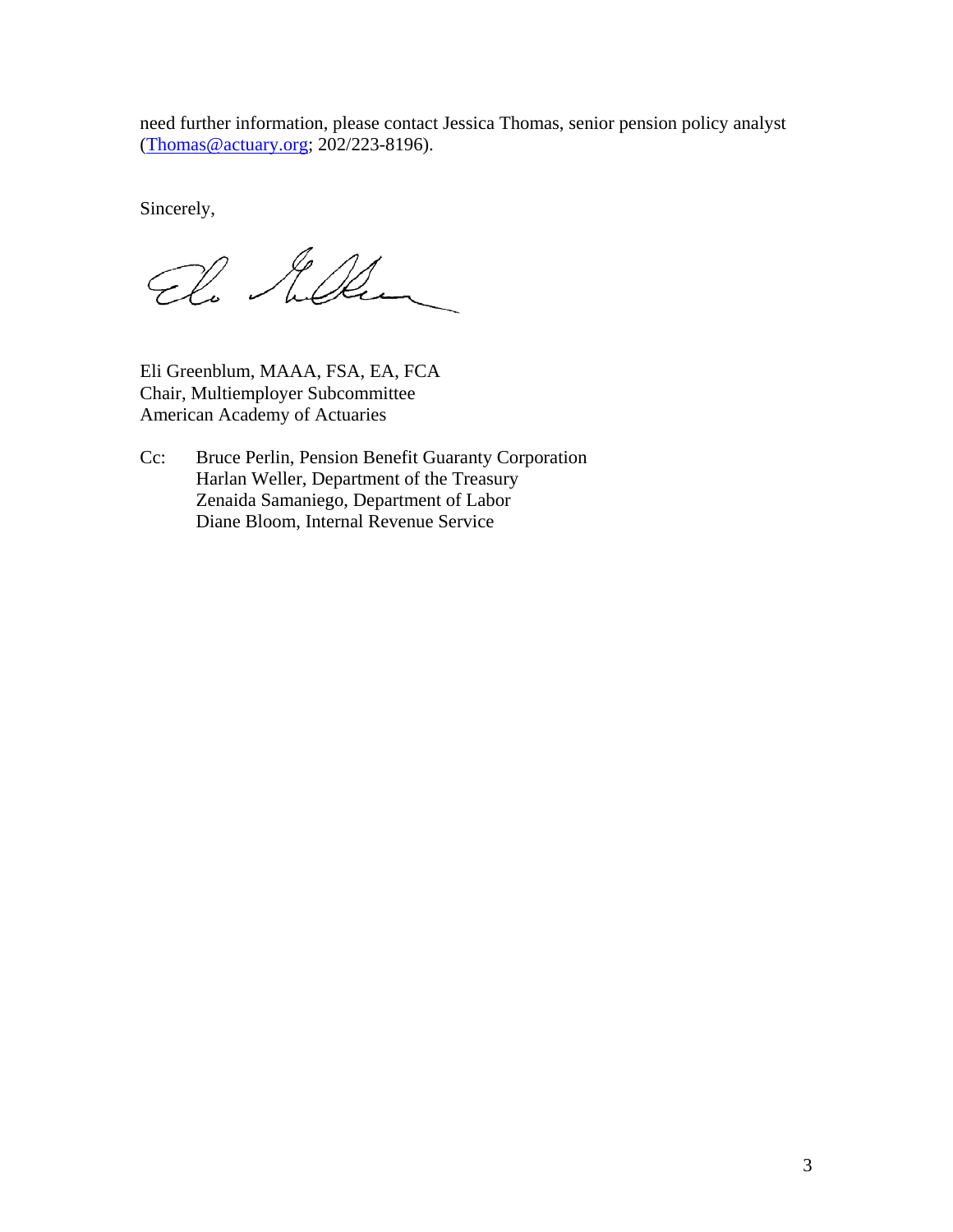need further information, please contact Jessica Thomas, senior pension policy analyst (Thomas@actuary.org; 202/223-8196).

Sincerely,

Eli Greenblum, MAAA, FSA, EA, FCA
Chair, Multiemployer Subcommittee
American Academy of Actuaries

Cc: Bruce Perlin, Pension Benefit Guaranty Corporation
Harlan Weller, Department of the Treasury
Zenaida Samaniego, Department of Labor
Diane Bloom, Internal Revenue Service